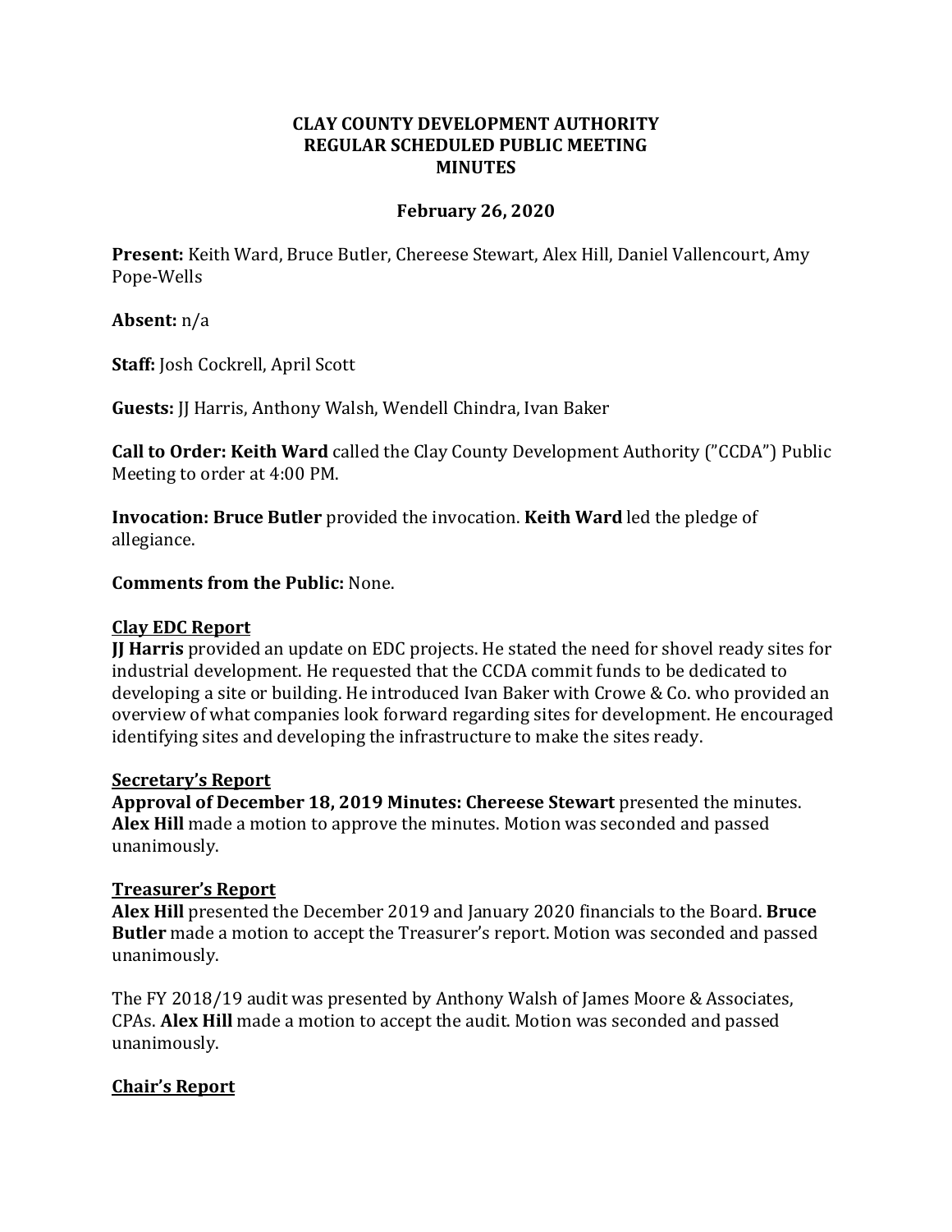# CLAY COUNTY DEVELOPMENT AUTHORITY
# REGULAR SCHEDULED PUBLIC MEETING
# MINUTES

## February 26, 2020

**Present:** Keith Ward, Bruce Butler, Chereese Stewart, Alex Hill, Daniel Vallencourt, Amy Pope-Wells

**Absent:** n/a

**Staff:** Josh Cockrell, April Scott

**Guests:** JJ Harris, Anthony Walsh, Wendell Chindra, Ivan Baker

**Call to Order: Keith Ward** called the Clay County Development Authority (”CCDA”) Public Meeting to order at 4:00 PM.

**Invocation: Bruce Butler** provided the invocation. **Keith Ward** led the pledge of allegiance.

**Comments from the Public:** None.

**Clay EDC Report**

**JJ Harris** provided an update on EDC projects. He stated the need for shovel ready sites for industrial development. He requested that the CCDA commit funds to be dedicated to developing a site or building. He introduced Ivan Baker with Crowe & Co. who provided an overview of what companies look forward regarding sites for development. He encouraged identifying sites and developing the infrastructure to make the sites ready.

**Secretary's Report**

**Approval of December 18, 2019 Minutes: Chereese Stewart** presented the minutes. **Alex Hill** made a motion to approve the minutes. Motion was seconded and passed unanimously.

**Treasurer's Report**

**Alex Hill** presented the December 2019 and January 2020 financials to the Board. **Bruce Butler** made a motion to accept the Treasurer's report. Motion was seconded and passed unanimously.

The FY 2018/19 audit was presented by Anthony Walsh of James Moore & Associates, CPAs. **Alex Hill** made a motion to accept the audit. Motion was seconded and passed unanimously.

**Chair's Report**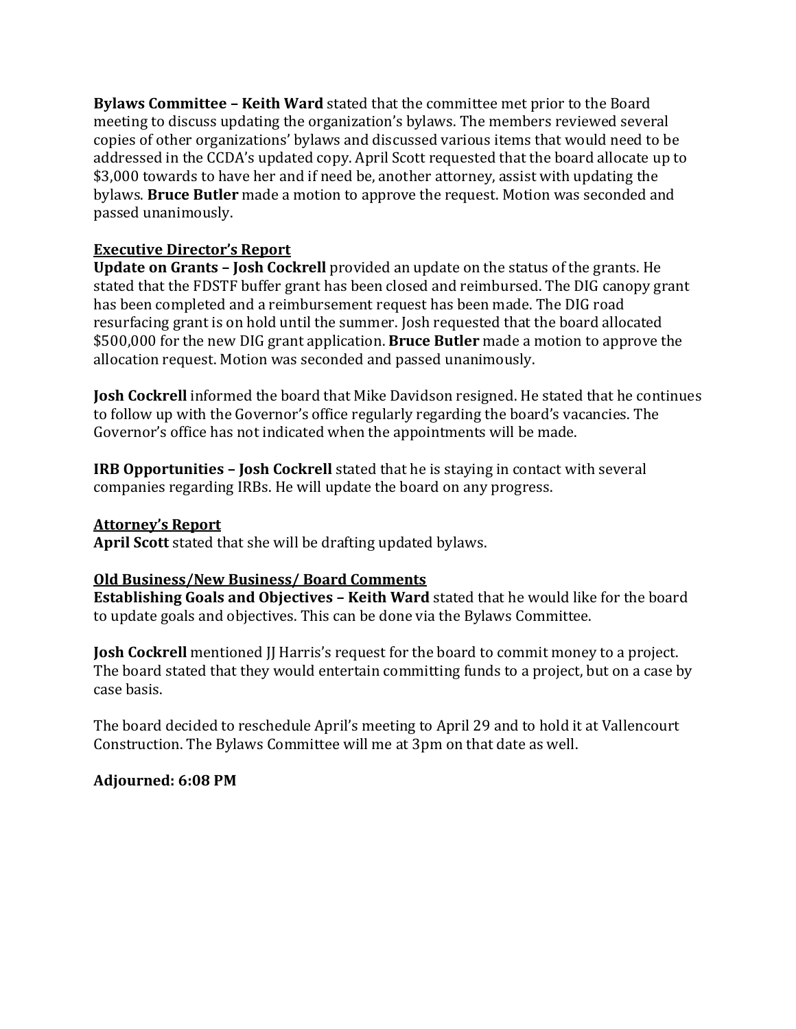**Bylaws Committee – Keith Ward** stated that the committee met prior to the Board meeting to discuss updating the organization's bylaws. The members reviewed several copies of other organizations' bylaws and discussed various items that would need to be addressed in the CCDA's updated copy. April Scott requested that the board allocate up to $3,000 towards to have her and if need be, another attorney, assist with updating the bylaws. **Bruce Butler** made a motion to approve the request. Motion was seconded and passed unanimously.

**<u>Executive Director's Report</u>**

**Update on Grants – Josh Cockrell** provided an update on the status of the grants. He stated that the FDSTF buffer grant has been closed and reimbursed. The DIG canopy grant has been completed and a reimbursement request has been made. The DIG road resurfacing grant is on hold until the summer. Josh requested that the board allocated $500,000 for the new DIG grant application. **Bruce Butler** made a motion to approve the allocation request. Motion was seconded and passed unanimously.

**Josh Cockrell** informed the board that Mike Davidson resigned. He stated that he continues to follow up with the Governor's office regularly regarding the board's vacancies. The Governor's office has not indicated when the appointments will be made.

**IRB Opportunities – Josh Cockrell** stated that he is staying in contact with several companies regarding IRBs. He will update the board on any progress.

**<u>Attorney's Report</u>**

**April Scott** stated that she will be drafting updated bylaws.

**<u>Old Business/New Business/ Board Comments</u>**

**Establishing Goals and Objectives – Keith Ward** stated that he would like for the board to update goals and objectives. This can be done via the Bylaws Committee.

**Josh Cockrell** mentioned JJ Harris's request for the board to commit money to a project. The board stated that they would entertain committing funds to a project, but on a case by case basis.

The board decided to reschedule April's meeting to April 29 and to hold it at Vallencourt Construction. The Bylaws Committee will me at 3pm on that date as well.

**Adjourned: 6:08 PM**